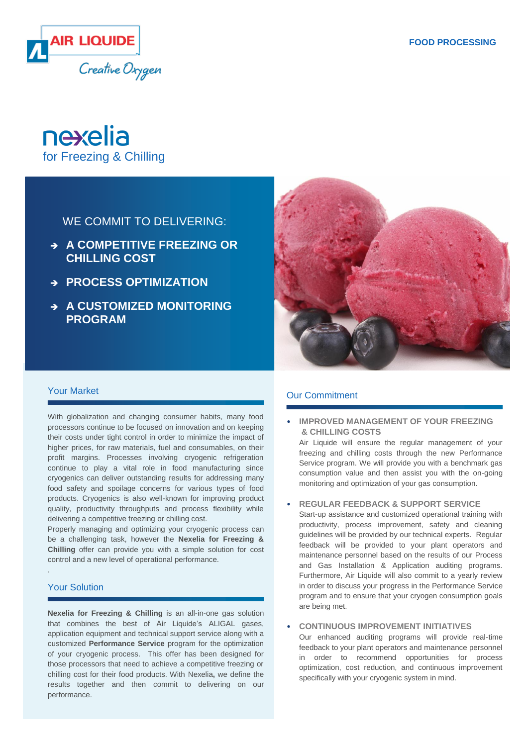AIR LIQUIDE

Creative Oxygen

FOOD PROCESSING

# nexelia

## for Freezing & Chilling

WE COMMIT TO DELIVERING:

- **A COMPETITIVE FREEZING OR CHILLING COST**
- **PROCESS OPTIMIZATION**
- **A CUSTOMIZED MONITORING PROGRAM**

### Your Market

With globalization and changing consumer habits, many food processors continue to be focused on innovation and on keeping their costs under tight control in order to minimize the impact of higher prices, for raw materials, fuel and consumables, on their profit margins. Processes involving cryogenic refrigeration continue to play a vital role in food manufacturing since cryogenics can deliver outstanding results for addressing many food safety and spoilage concerns for various types of food products. Cryogenics is also well-known for improving product quality, productivity throughputs and process flexibility while delivering a competitive freezing or chilling cost.

Properly managing and optimizing your cryogenic process can be a challenging task, however the **Nexelia for Freezing & Chilling** offer can provide you with a simple solution for cost control and a new level of operational performance.

### Your Solution

**Nexelia for Freezing & Chilling** is an all-in-one gas solution that combines the best of Air Liquide's ALIGAL gases, application equipment and technical support service along with a customized **Performance Service** program for the optimization of your cryogenic process. This offer has been designed for those processors that need to achieve a competitive freezing or chilling cost for their food products. With Nexelia**,** we define the results together and then commit to delivering on our performance.

### Our Commitment

- **IMPROVED MANAGEMENT OF YOUR FREEZING & CHILLING COSTS**
  Air Liquide will ensure the regular management of your freezing and chilling costs through the new Performance Service program. We will provide you with a benchmark gas consumption value and then assist you with the on-going monitoring and optimization of your gas consumption.

- **REGULAR FEEDBACK & SUPPORT SERVICE**
  Start-up assistance and customized operational training with productivity, process improvement, safety and cleaning guidelines will be provided by our technical experts. Regular feedback will be provided to your plant operators and maintenance personnel based on the results of our Process and Gas Installation & Application auditing programs. Furthermore, Air Liquide will also commit to a yearly review in order to discuss your progress in the Performance Service program and to ensure that your cryogen consumption goals are being met.

- **CONTINUOUS IMPROVEMENT INITIATIVES**
  Our enhanced auditing programs will provide real-time feedback to your plant operators and maintenance personnel in order to recommend opportunities for process optimization, cost reduction, and continuous improvement specifically with your cryogenic system in mind.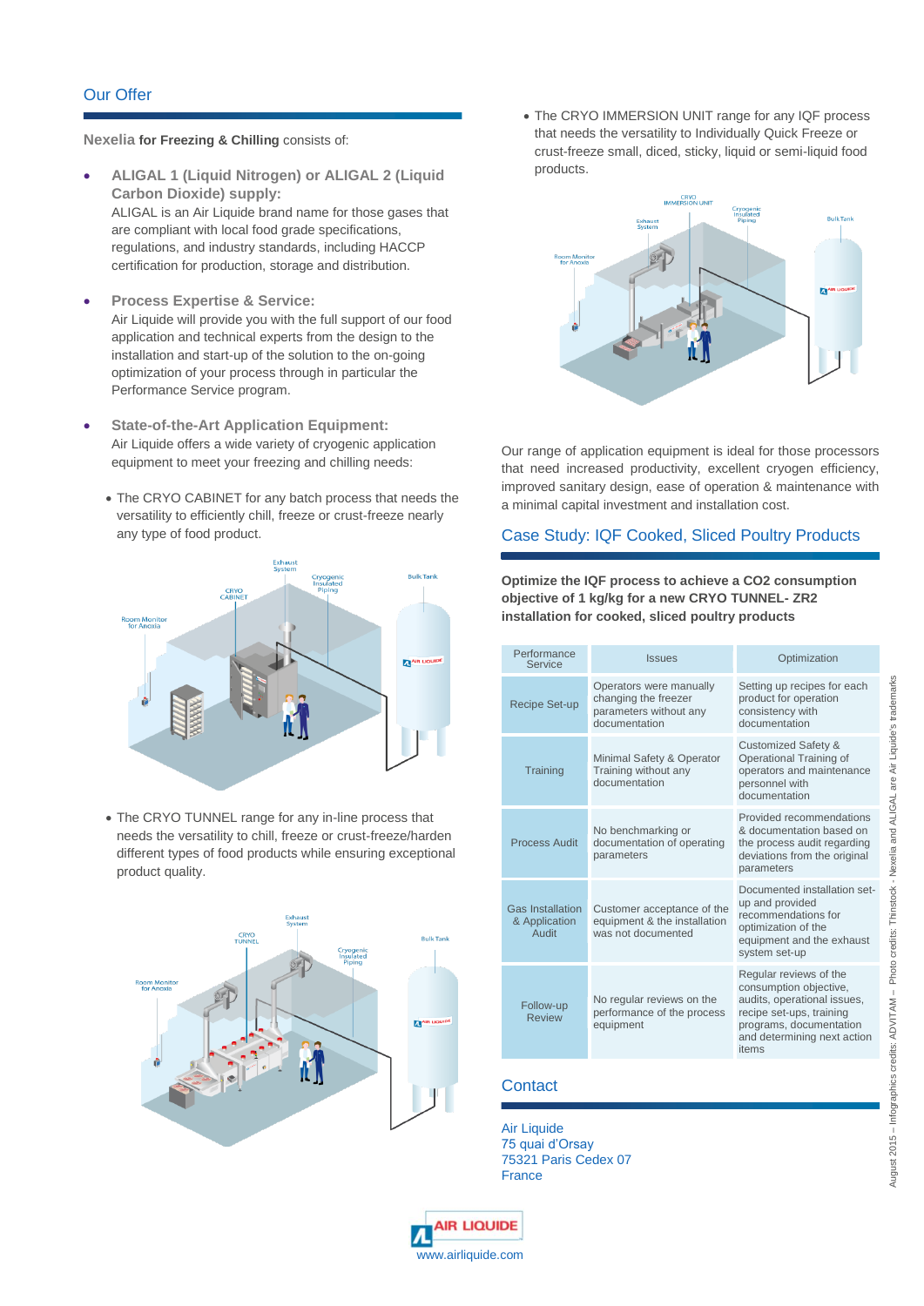## Our Offer

**Nexelia for Freezing & Chilling** consists of:

- **ALIGAL 1 (Liquid Nitrogen) or ALIGAL 2 (Liquid Carbon Dioxide) supply:**
  ALIGAL is an Air Liquide brand name for those gases that are compliant with local food grade specifications, regulations, and industry standards, including HACCP certification for production, storage and distribution.

- **Process Expertise & Service:**
  Air Liquide will provide you with the full support of our food application and technical experts from the design to the installation and start-up of the solution to the on-going optimization of your process through in particular the Performance Service program.

- **State-of-the-Art Application Equipment:**
  Air Liquide offers a wide variety of cryogenic application equipment to meet your freezing and chilling needs:
  - The CRYO CABINET for any batch process that needs the versatility to efficiently chill, freeze or crust-freeze nearly any type of food product.

Exhaust System
Cryogenic Insulated Piping
Bulk Tank
CRYO CABINET
Room Monitor for Anoxia

  - The CRYO TUNNEL range for any in-line process that needs the versatility to chill, freeze or crust-freeze/harden different types of food products while ensuring exceptional product quality.

Exhaust System
CRYO TUNNEL
Bulk Tank
Cryogenic Insulated Piping
Room Monitor for Anoxia

  - The CRYO IMMERSION UNIT range for any IQF process that needs the versatility to Individually Quick Freeze or crust-freeze small, diced, sticky, liquid or semi-liquid food products.

CRYO IMMERSION UNIT
Cryogenic Insulated Piping
Exhaust System
Bulk Tank
Room Monitor for Anoxia

Our range of application equipment is ideal for those processors that need increased productivity, excellent cryogen efficiency, improved sanitary design, ease of operation & maintenance with a minimal capital investment and installation cost.

## Case Study: IQF Cooked, Sliced Poultry Products

**Optimize the IQF process to achieve a CO2 consumption objective of 1 kg/kg for a new CRYO TUNNEL- ZR2 installation for cooked, sliced poultry products**

| Performance Service | Issues | Optimization |
|---|---|---|
| Recipe Set-up | Operators were manually changing the freezer parameters without any documentation | Setting up recipes for each product for operation consistency with documentation |
| Training | Minimal Safety & Operator Training without any documentation | Customized Safety & Operational Training of operators and maintenance personnel with documentation |
| Process Audit | No benchmarking or documentation of operating parameters | Provided recommendations & documentation based on the process audit regarding deviations from the original parameters |
| Gas Installation & Application Audit | Customer acceptance of the equipment & the installation was not documented | Documented installation set-up and provided recommendations for optimization of the equipment and the exhaust system set-up |
| Follow-up Review | No regular reviews on the performance of the process equipment | Regular reviews of the consumption objective, audits, operational issues, recipe set-ups, training programs, documentation and determining next action items |

## Contact

Air Liquide
75 quai d'Orsay
75321 Paris Cedex 07
France

AIR LIQUIDE
www.airliquide.com

August 2015 – Infographics credits: ADVITAM – Photo credits: Thinstock - Nexelia and ALIGAL are Air Liquide's trademarks